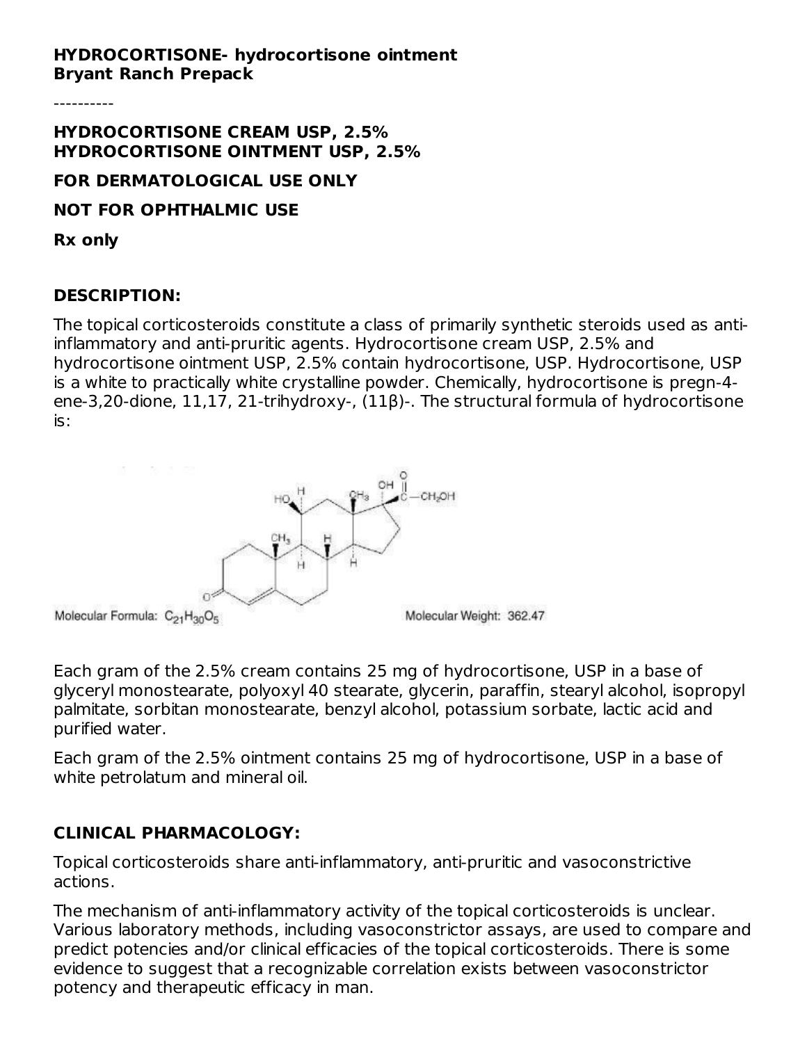**HYDROCORTISONE- hydrocortisone ointment**
**Bryant Ranch Prepack**

----------

**HYDROCORTISONE CREAM USP, 2.5%**
**HYDROCORTISONE OINTMENT USP, 2.5%**

**FOR DERMATOLOGICAL USE ONLY**

**NOT FOR OPHTHALMIC USE**

**Rx only**

## DESCRIPTION:

The topical corticosteroids constitute a class of primarily synthetic steroids used as anti-inflammatory and anti-pruritic agents. Hydrocortisone cream USP, 2.5% and hydrocortisone ointment USP, 2.5% contain hydrocortisone, USP. Hydrocortisone, USP is a white to practically white crystalline powder. Chemically, hydrocortisone is pregn-4-ene-3,20-dione, 11,17, 21-trihydroxy-, (11β)-. The structural formula of hydrocortisone is:

Molecular Formula: $C_{21}H_{30}O_5$

Molecular Weight: 362.47

Each gram of the 2.5% cream contains 25 mg of hydrocortisone, USP in a base of glyceryl monostearate, polyoxyl 40 stearate, glycerin, paraffin, stearyl alcohol, isopropyl palmitate, sorbitan monostearate, benzyl alcohol, potassium sorbate, lactic acid and purified water.

Each gram of the 2.5% ointment contains 25 mg of hydrocortisone, USP in a base of white petrolatum and mineral oil.

## CLINICAL PHARMACOLOGY:

Topical corticosteroids share anti-inflammatory, anti-pruritic and vasoconstrictive actions.

The mechanism of anti-inflammatory activity of the topical corticosteroids is unclear. Various laboratory methods, including vasoconstrictor assays, are used to compare and predict potencies and/or clinical efficacies of the topical corticosteroids. There is some evidence to suggest that a recognizable correlation exists between vasoconstrictor potency and therapeutic efficacy in man.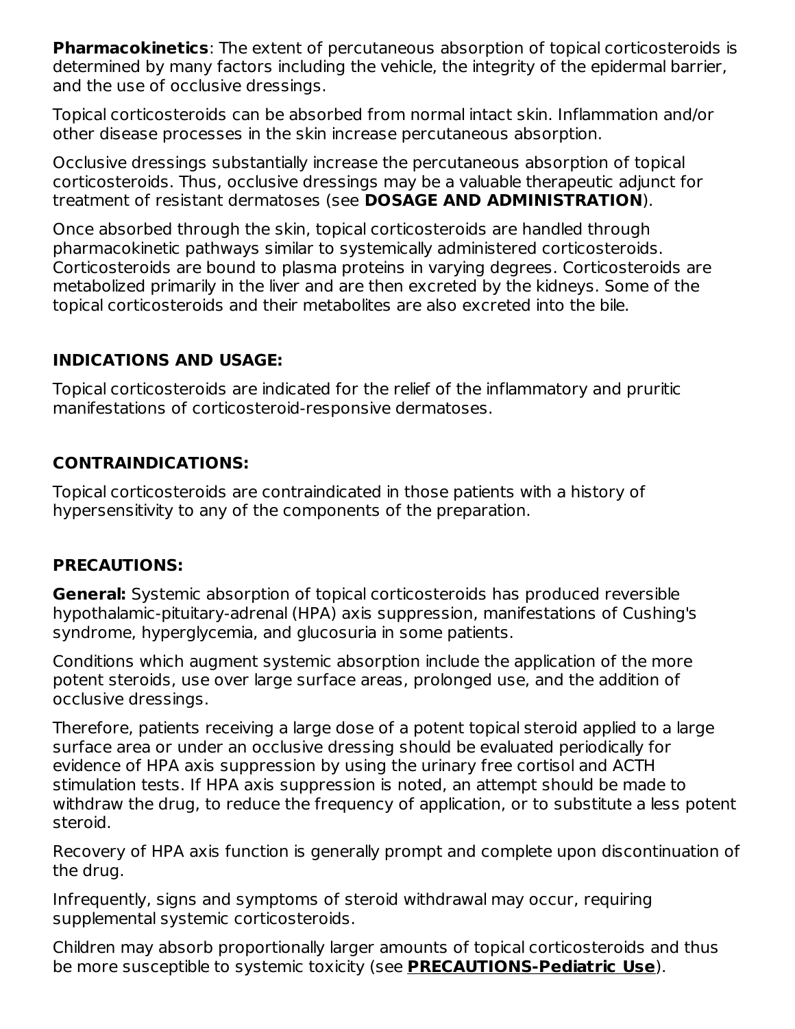**Pharmacokinetics**: The extent of percutaneous absorption of topical corticosteroids is determined by many factors including the vehicle, the integrity of the epidermal barrier, and the use of occlusive dressings.

Topical corticosteroids can be absorbed from normal intact skin. Inflammation and/or other disease processes in the skin increase percutaneous absorption.

Occlusive dressings substantially increase the percutaneous absorption of topical corticosteroids. Thus, occlusive dressings may be a valuable therapeutic adjunct for treatment of resistant dermatoses (see **DOSAGE AND ADMINISTRATION**).

Once absorbed through the skin, topical corticosteroids are handled through pharmacokinetic pathways similar to systemically administered corticosteroids. Corticosteroids are bound to plasma proteins in varying degrees. Corticosteroids are metabolized primarily in the liver and are then excreted by the kidneys. Some of the topical corticosteroids and their metabolites are also excreted into the bile.

## INDICATIONS AND USAGE:

Topical corticosteroids are indicated for the relief of the inflammatory and pruritic manifestations of corticosteroid-responsive dermatoses.

## CONTRAINDICATIONS:

Topical corticosteroids are contraindicated in those patients with a history of hypersensitivity to any of the components of the preparation.

## PRECAUTIONS:

**General:** Systemic absorption of topical corticosteroids has produced reversible hypothalamic-pituitary-adrenal (HPA) axis suppression, manifestations of Cushing's syndrome, hyperglycemia, and glucosuria in some patients.

Conditions which augment systemic absorption include the application of the more potent steroids, use over large surface areas, prolonged use, and the addition of occlusive dressings.

Therefore, patients receiving a large dose of a potent topical steroid applied to a large surface area or under an occlusive dressing should be evaluated periodically for evidence of HPA axis suppression by using the urinary free cortisol and ACTH stimulation tests. If HPA axis suppression is noted, an attempt should be made to withdraw the drug, to reduce the frequency of application, or to substitute a less potent steroid.

Recovery of HPA axis function is generally prompt and complete upon discontinuation of the drug.

Infrequently, signs and symptoms of steroid withdrawal may occur, requiring supplemental systemic corticosteroids.

Children may absorb proportionally larger amounts of topical corticosteroids and thus be more susceptible to systemic toxicity (see **PRECAUTIONS-Pediatric Use**).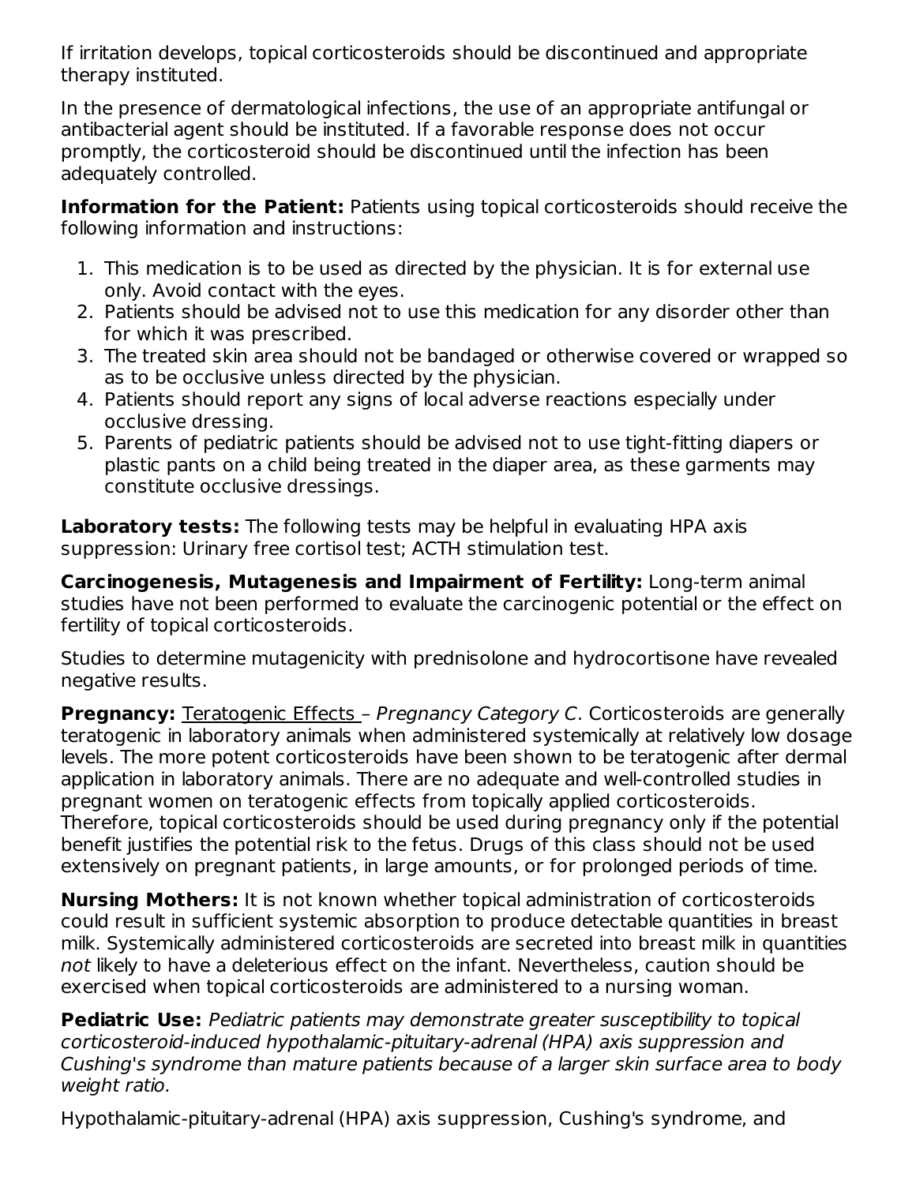If irritation develops, topical corticosteroids should be discontinued and appropriate therapy instituted.

In the presence of dermatological infections, the use of an appropriate antifungal or antibacterial agent should be instituted. If a favorable response does not occur promptly, the corticosteroid should be discontinued until the infection has been adequately controlled.

**Information for the Patient:** Patients using topical corticosteroids should receive the following information and instructions:

1. This medication is to be used as directed by the physician. It is for external use only. Avoid contact with the eyes.
2. Patients should be advised not to use this medication for any disorder other than for which it was prescribed.
3. The treated skin area should not be bandaged or otherwise covered or wrapped so as to be occlusive unless directed by the physician.
4. Patients should report any signs of local adverse reactions especially under occlusive dressing.
5. Parents of pediatric patients should be advised not to use tight-fitting diapers or plastic pants on a child being treated in the diaper area, as these garments may constitute occlusive dressings.

**Laboratory tests:** The following tests may be helpful in evaluating HPA axis suppression: Urinary free cortisol test; ACTH stimulation test.

**Carcinogenesis, Mutagenesis and Impairment of Fertility:** Long-term animal studies have not been performed to evaluate the carcinogenic potential or the effect on fertility of topical corticosteroids.

Studies to determine mutagenicity with prednisolone and hydrocortisone have revealed negative results.

**Pregnancy:** Teratogenic Effects – *Pregnancy Category C*. Corticosteroids are generally teratogenic in laboratory animals when administered systemically at relatively low dosage levels. The more potent corticosteroids have been shown to be teratogenic after dermal application in laboratory animals. There are no adequate and well-controlled studies in pregnant women on teratogenic effects from topically applied corticosteroids. Therefore, topical corticosteroids should be used during pregnancy only if the potential benefit justifies the potential risk to the fetus. Drugs of this class should not be used extensively on pregnant patients, in large amounts, or for prolonged periods of time.

**Nursing Mothers:** It is not known whether topical administration of corticosteroids could result in sufficient systemic absorption to produce detectable quantities in breast milk. Systemically administered corticosteroids are secreted into breast milk in quantities *not* likely to have a deleterious effect on the infant. Nevertheless, caution should be exercised when topical corticosteroids are administered to a nursing woman.

**Pediatric Use:** *Pediatric patients may demonstrate greater susceptibility to topical corticosteroid-induced hypothalamic-pituitary-adrenal (HPA) axis suppression and Cushing's syndrome than mature patients because of a larger skin surface area to body weight ratio.*

Hypothalamic-pituitary-adrenal (HPA) axis suppression, Cushing's syndrome, and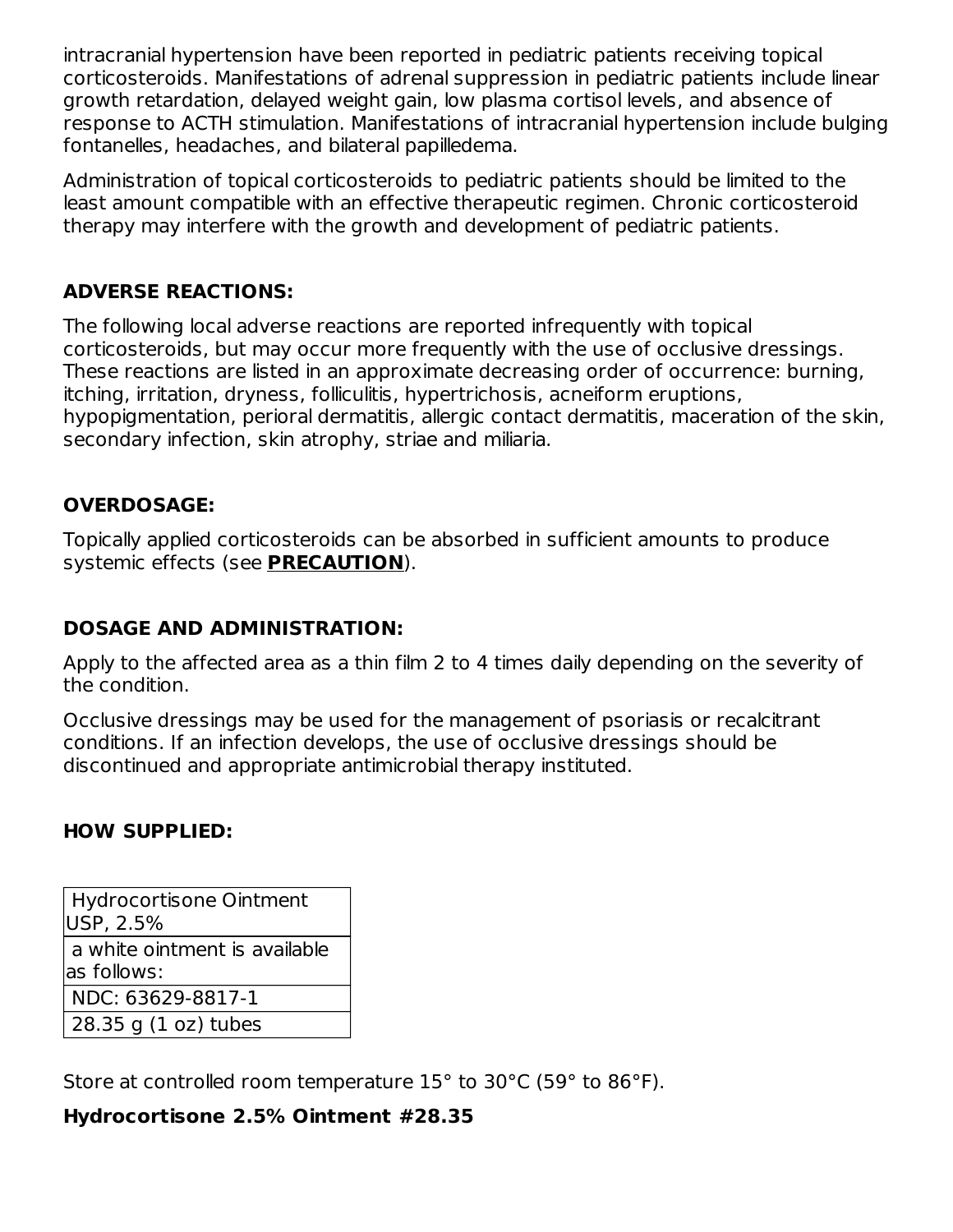intracranial hypertension have been reported in pediatric patients receiving topical corticosteroids. Manifestations of adrenal suppression in pediatric patients include linear growth retardation, delayed weight gain, low plasma cortisol levels, and absence of response to ACTH stimulation. Manifestations of intracranial hypertension include bulging fontanelles, headaches, and bilateral papilledema.

Administration of topical corticosteroids to pediatric patients should be limited to the least amount compatible with an effective therapeutic regimen. Chronic corticosteroid therapy may interfere with the growth and development of pediatric patients.

## ADVERSE REACTIONS:

The following local adverse reactions are reported infrequently with topical corticosteroids, but may occur more frequently with the use of occlusive dressings. These reactions are listed in an approximate decreasing order of occurrence: burning, itching, irritation, dryness, folliculitis, hypertrichosis, acneiform eruptions, hypopigmentation, perioral dermatitis, allergic contact dermatitis, maceration of the skin, secondary infection, skin atrophy, striae and miliaria.

## OVERDOSAGE:

Topically applied corticosteroids can be absorbed in sufficient amounts to produce systemic effects (see **PRECAUTION**).

## DOSAGE AND ADMINISTRATION:

Apply to the affected area as a thin film 2 to 4 times daily depending on the severity of the condition.

Occlusive dressings may be used for the management of psoriasis or recalcitrant conditions. If an infection develops, the use of occlusive dressings should be discontinued and appropriate antimicrobial therapy instituted.

## HOW SUPPLIED:

| Hydrocortisone Ointment USP, 2.5% |
| --- |
| a white ointment is available as follows: |
| NDC: 63629-8817-1 |
| 28.35 g (1 oz) tubes |

Store at controlled room temperature 15° to 30°C (59° to 86°F).

**Hydrocortisone 2.5% Ointment #28.35**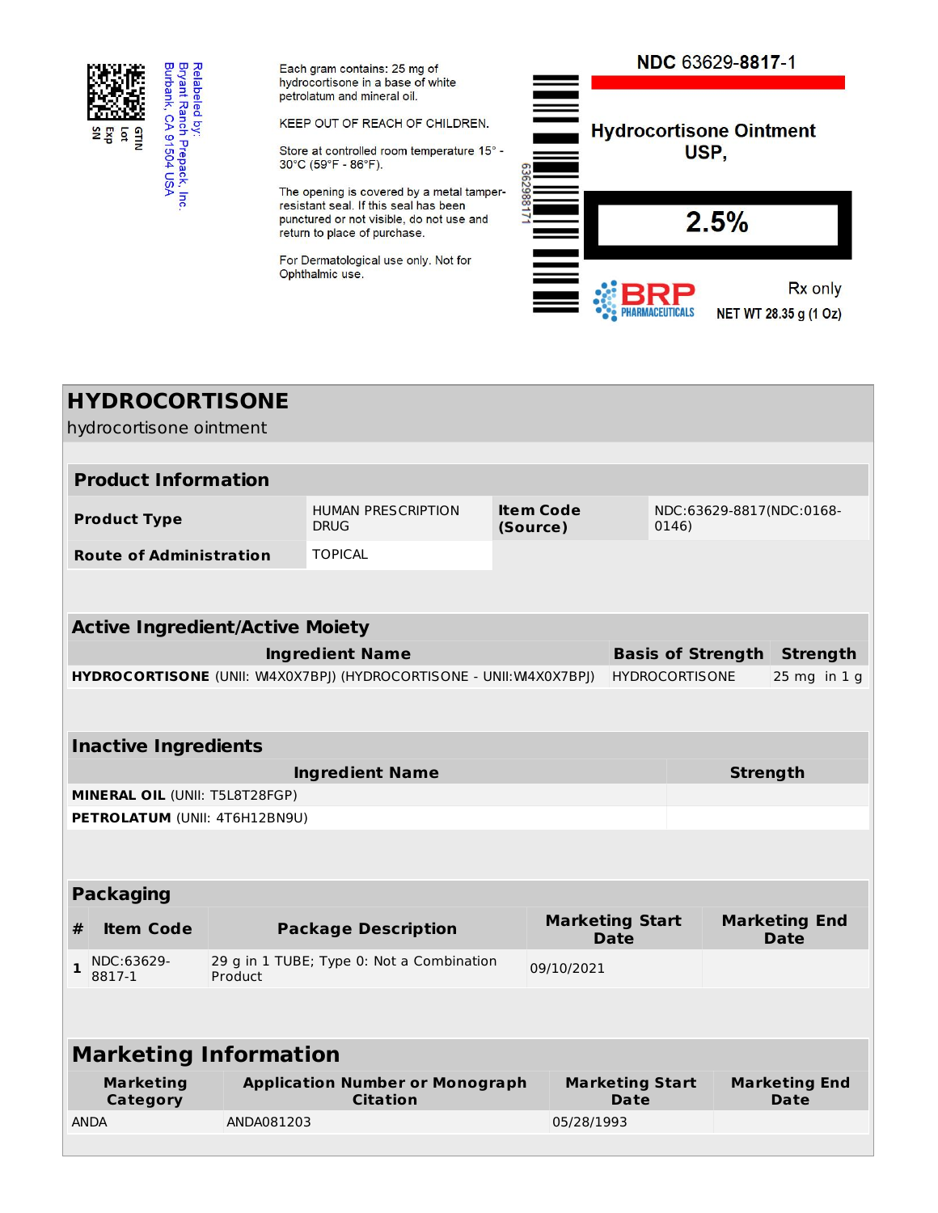Relabeled by:
Bryant Ranch Prepack, Inc.
Burbank, CA 91504 USA

GTIN
Lot
Exp
SN

Each gram contains: 25 mg of hydrocortisone in a base of white petrolatum and mineral oil.

KEEP OUT OF REACH OF CHILDREN.

Store at controlled room temperature 15° - 30°C (59°F - 86°F).

The opening is covered by a metal tamper-resistant seal. If this seal has been punctured or not visible, do not use and return to place of purchase.

For Dermatological use only. Not for Ophthalmic use.

636298817 1

NDC 63629-**8817**-1

**Hydrocortisone Ointment USP,**

**2.5%**

BRP PHARMACEUTICALS

Rx only

NET WT 28.35 g (1 Oz)

# HYDROCORTISONE

hydrocortisone ointment

## Product Information

| | | | |
|---|---|---|---|
| **Product Type** | HUMAN PRESCRIPTION DRUG | **Item Code (Source)** | NDC:63629-8817(NDC:0168-0146) |
| **Route of Administration** | TOPICAL | | |

## Active Ingredient/Active Moiety

| Ingredient Name | Basis of Strength | Strength |
|---|---|---|
| **HYDROCORTISONE** (UNII: W4X0X7BPJ) (HYDROCORTISONE - UNII:W4X0X7BPJ) | HYDROCORTISONE | 25 mg in 1 g |

## Inactive Ingredients

| Ingredient Name | Strength |
|---|---|
| **MINERAL OIL** (UNII: T5L8T28FGP) | |
| **PETROLATUM** (UNII: 4T6H12BN9U) | |

## Packaging

| # | Item Code | Package Description | Marketing Start Date | Marketing End Date |
|---|---|---|---|---|
| 1 | NDC:63629-8817-1 | 29 g in 1 TUBE; Type 0: Not a Combination Product | 09/10/2021 | |

## Marketing Information

| Marketing Category | Application Number or Monograph Citation | Marketing Start Date | Marketing End Date |
|---|---|---|---|
| ANDA | ANDA081203 | 05/28/1993 | |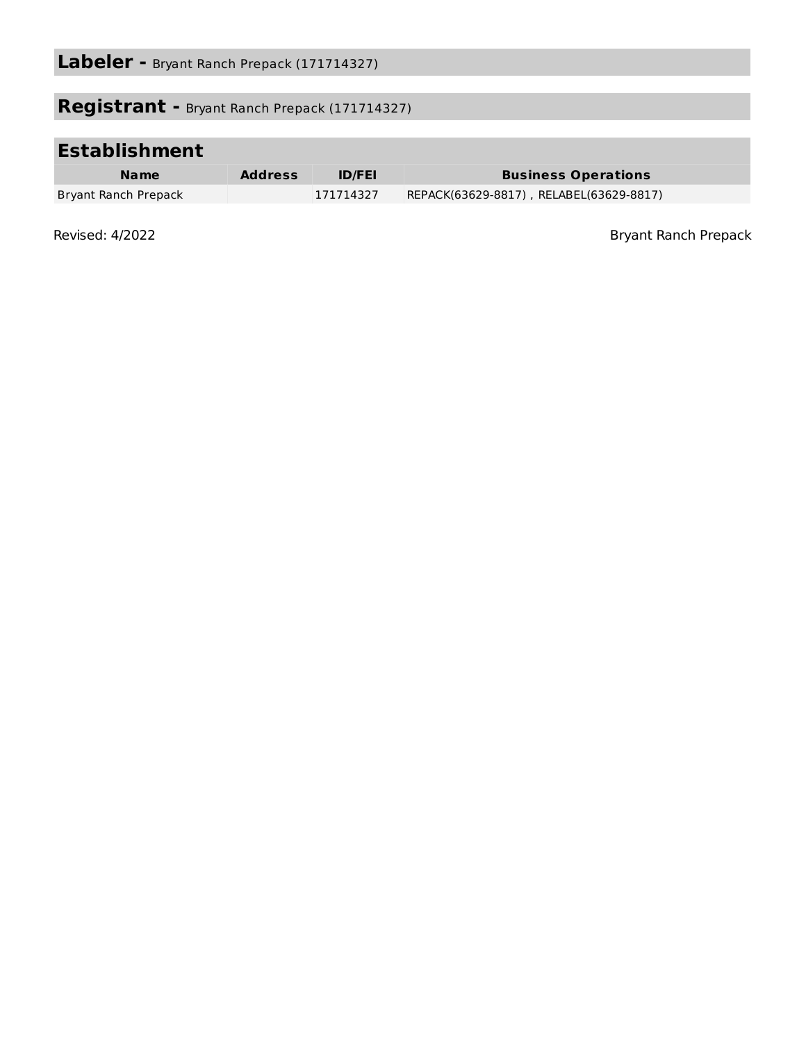## Labeler - Bryant Ranch Prepack (171714327)

## Registrant - Bryant Ranch Prepack (171714327)

## Establishment

| Name | Address | ID/FEI | Business Operations |
|---|---|---|---|
| Bryant Ranch Prepack | | 171714327 | REPACK(63629-8817) , RELABEL(63629-8817) |

Revised: 4/2022

Bryant Ranch Prepack